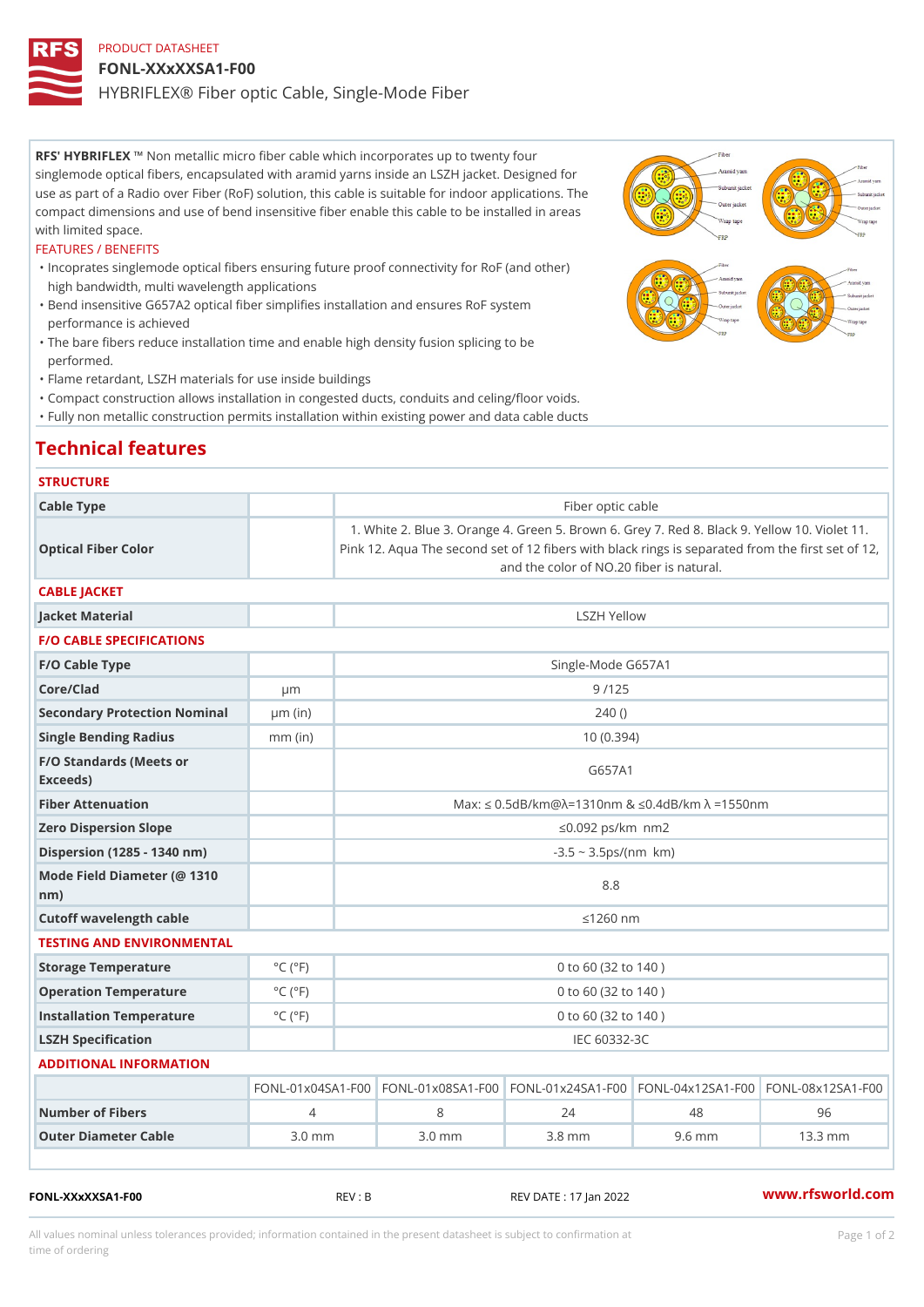PRODUCT DATASHEET

# FONL-XXxXXSA1-F00

HYBRIFLEX® Fiber optic Cable, Single-Mode Fiber

**RFS' HYBRIFLEX** ™ Non metallic micro fiber cable which incorporates up to twenty four singlemode optical fibers, encapsulated with aramid yarns inside an LSZH jacket. Designed for use as part of a Radio over Fiber (RoF) solution, this cable is suitable for indoor applications. The compact dimensions and use of bend insensitive fiber enable this cable to be installed in areas with limited space.

FEATURES / BENEFITS

- Incoprates singlemode optical fibers ensuring future proof connectivity for RoF (and other) high bandwidth, multi wavelength applications
- Bend insensitive G657A2 optical fiber simplifies installation and ensures RoF system performance is achieved
- The bare fibers reduce installation time and enable high density fusion splicing to be performed.
- Flame retardant, LSZH materials for use inside buildings
- Compact construction allows installation in congested ducts, conduits and celing/floor voids.
- Fully non metallic construction permits installation within existing power and data cable ducts

## Technical features

### STRUCTURE

| | | |
|---|---|---|
| Cable Type | | Fiber optic cable |
| Optical Fiber Color | | 1. White 2. Blue 3. Orange 4. Green 5. Brown 6. Grey 7. Red 8. Black 9. Yellow 10. Violet 11. Pink 12. Aqua The second set of 12 fibers with black rings is separated from the first set of 12, and the color of NO.20 fiber is natural. |

### CABLE JACKET

| | | |
|---|---|---|
| Jacket Material | | LSZH Yellow |

### F/O CABLE SPECIFICATIONS

| | | |
|---|---|---|
| F/O Cable Type | | Single-Mode G657A1 |
| Core/Clad | μm | 9 /125 |
| Secondary Protection Nominal | μm (in) | 240 () |
| Single Bending Radius | mm (in) | 10 (0.394) |
| F/O Standards (Meets or Exceeds) | | G657A1 |
| Fiber Attenuation | | Max: ≤ 0.5dB/km@λ=1310nm & ≤0.4dB/km λ =1550nm |
| Zero Dispersion Slope | | ≤0.092 ps/km nm2 |
| Dispersion (1285 - 1340 nm) | | -3.5 ~ 3.5ps/(nm km) |
| Mode Field Diameter (@ 1310 nm) | | 8.8 |
| Cutoff wavelength cable | | ≤1260 nm |

### TESTING AND ENVIRONMENTAL

| | | |
|---|---|---|
| Storage Temperature | °C (°F) | 0 to 60 (32 to 140 ) |
| Operation Temperature | °C (°F) | 0 to 60 (32 to 140 ) |
| Installation Temperature | °C (°F) | 0 to 60 (32 to 140 ) |
| LSZH Specification | | IEC 60332-3C |

### ADDITIONAL INFORMATION

| | FONL-01x04SA1-F00 | FONL-01x08SA1-F00 | FONL-01x24SA1-F00 | FONL-04x12SA1-F00 | FONL-08x12SA1-F00 |
|---|---|---|---|---|---|
| Number of Fibers | 4 | 8 | 24 | 48 | 96 |
| Outer Diameter Cable | 3.0 mm | 3.0 mm | 3.8 mm | 9.6 mm | 13.3 mm |

FONL-XXxXXSA1-F00 REV : B REV DATE : 17 Jan 2022 www.rfsworld.com

All values nominal unless tolerances provided; information contained in the present datasheet is subject to confirmation at time of ordering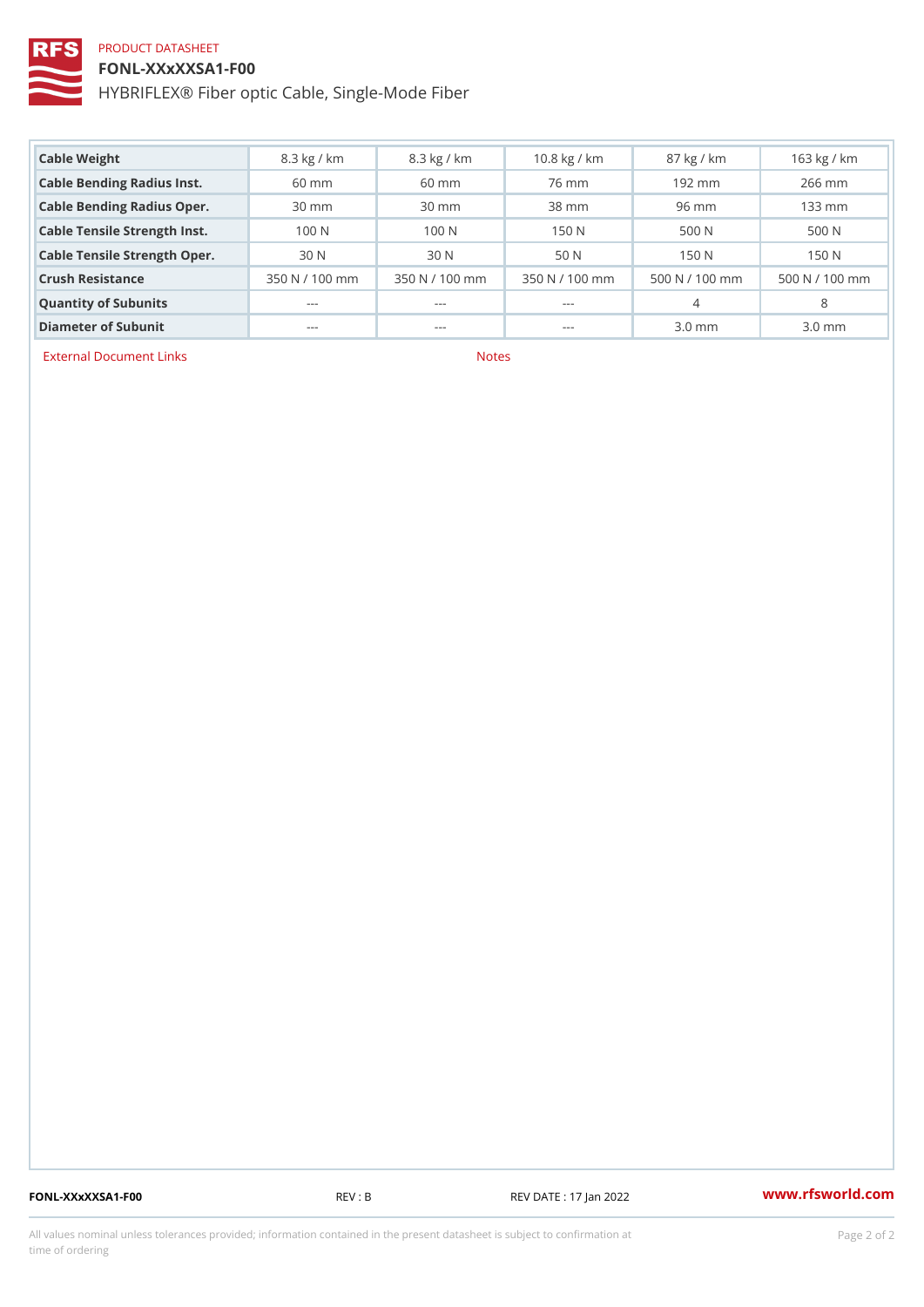PRODUCT DATASHEET

# FONL-XXxXXSA1-F00

HYBRIFLEX® Fiber optic Cable, Single-Mode Fiber

| | | | | | |
|---|---|---|---|---|---|
| **Cable Weight** | 8.3 kg / km | 8.3 kg / km | 10.8 kg / km | 87 kg / km | 163 kg / km |
| **Cable Bending Radius Inst.** | 60 mm | 60 mm | 76 mm | 192 mm | 266 mm |
| **Cable Bending Radius Oper.** | 30 mm | 30 mm | 38 mm | 96 mm | 133 mm |
| **Cable Tensile Strength Inst.** | 100 N | 100 N | 150 N | 500 N | 500 N |
| **Cable Tensile Strength Oper.** | 30 N | 30 N | 50 N | 150 N | 150 N |
| **Crush Resistance** | 350 N / 100 mm | 350 N / 100 mm | 350 N / 100 mm | 500 N / 100 mm | 500 N / 100 mm |
| **Quantity of Subunits** | --- | --- | --- | 4 | 8 |
| **Diameter of Subunit** | --- | --- | --- | 3.0 mm | 3.0 mm |

External Document Links

Notes

FONL-XXxXXSA1-F00 REV : B REV DATE : 17 Jan 2022 www.rfsworld.com

All values nominal unless tolerances provided; information contained in the present datasheet is subject to confirmation at time of ordering